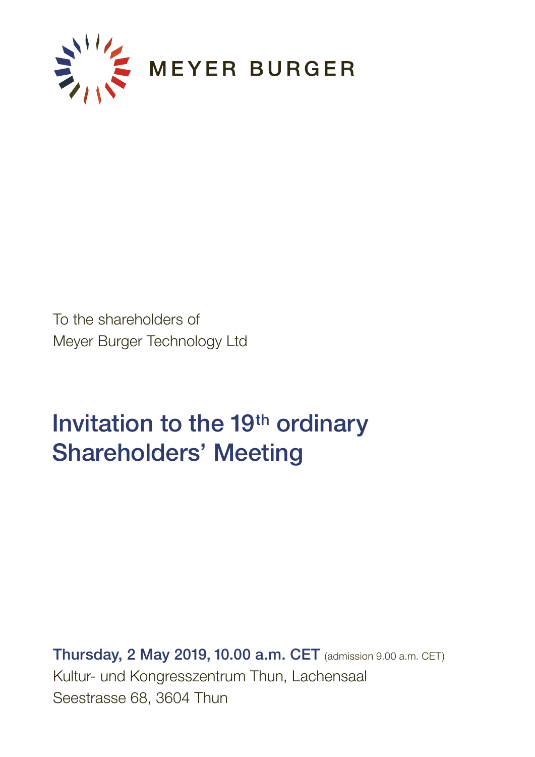MEYER BURGER

To the shareholders of
Meyer Burger Technology Ltd

# Invitation to the 19th ordinary Shareholders' Meeting

**Thursday, 2 May 2019, 10.00 a.m. CET** (admission 9.00 a.m. CET)
Kultur- und Kongresszentrum Thun, Lachensaal
Seestrasse 68, 3604 Thun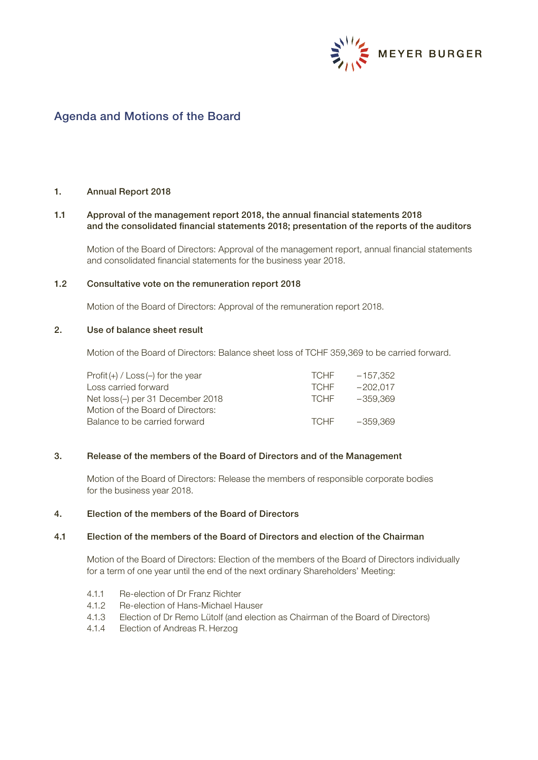# Agenda and Motions of the Board

## 1. Annual Report 2018

### 1.1 Approval of the management report 2018, the annual financial statements 2018 and the consolidated financial statements 2018; presentation of the reports of the auditors

Motion of the Board of Directors: Approval of the management report, annual financial statements and consolidated financial statements for the business year 2018.

### 1.2 Consultative vote on the remuneration report 2018

Motion of the Board of Directors: Approval of the remuneration report 2018.

## 2. Use of balance sheet result

Motion of the Board of Directors: Balance sheet loss of TCHF 359,369 to be carried forward.

| | | |
|---|---|---|
| Profit (+) / Loss (–) for the year | TCHF | –157,352 |
| Loss carried forward | TCHF | –202,017 |
| Net loss (–) per 31 December 2018 | TCHF | –359,369 |
| Motion of the Board of Directors: | | |
| Balance to be carried forward | TCHF | –359,369 |

## 3. Release of the members of the Board of Directors and of the Management

Motion of the Board of Directors: Release the members of responsible corporate bodies for the business year 2018.

## 4. Election of the members of the Board of Directors

### 4.1 Election of the members of the Board of Directors and election of the Chairman

Motion of the Board of Directors: Election of the members of the Board of Directors individually for a term of one year until the end of the next ordinary Shareholders' Meeting:

4.1.1 Re-election of Dr Franz Richter
4.1.2 Re-election of Hans-Michael Hauser
4.1.3 Election of Dr Remo Lütolf (and election as Chairman of the Board of Directors)
4.1.4 Election of Andreas R. Herzog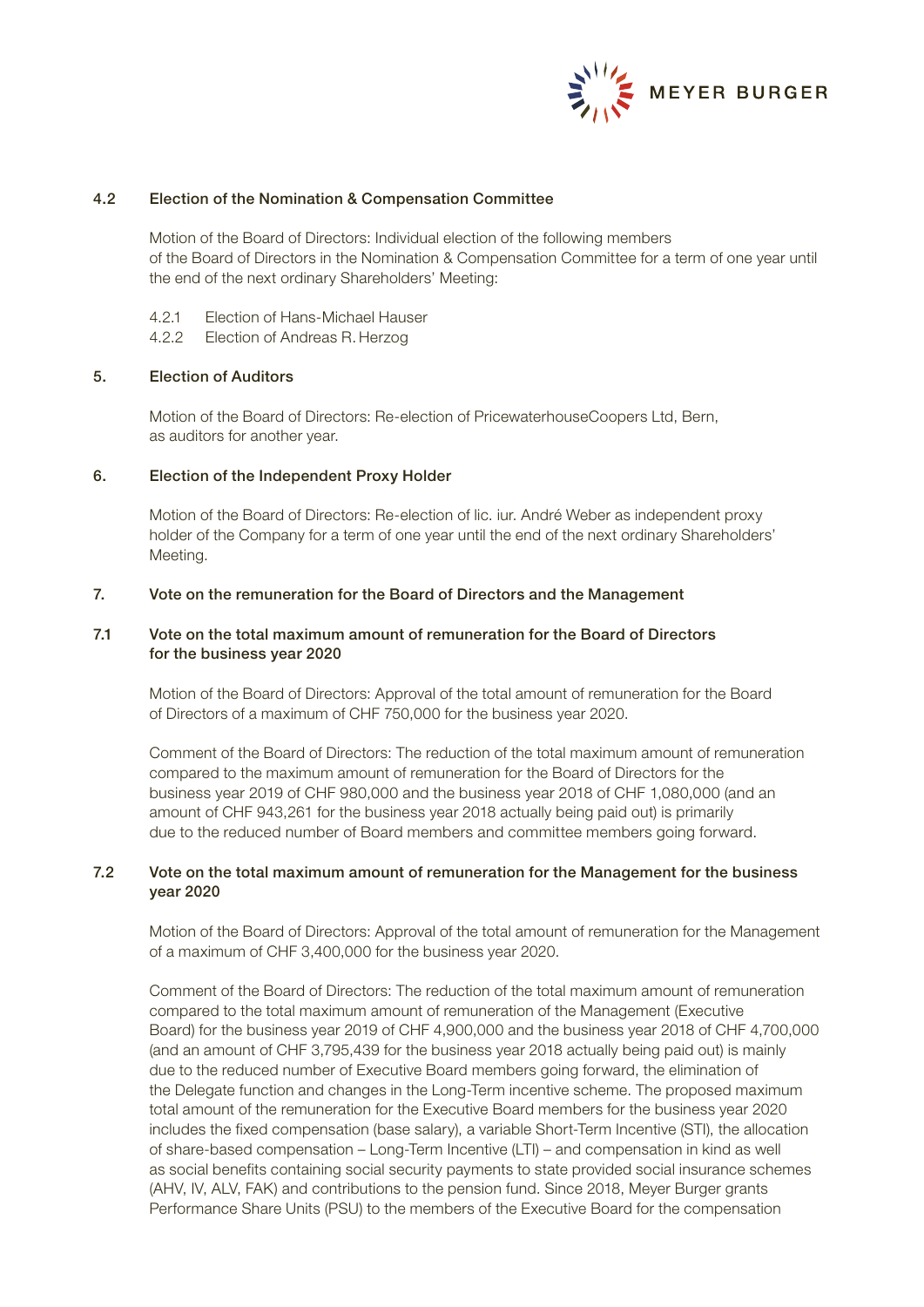### 4.2 Election of the Nomination & Compensation Committee

Motion of the Board of Directors: Individual election of the following members of the Board of Directors in the Nomination & Compensation Committee for a term of one year until the end of the next ordinary Shareholders' Meeting:

4.2.1 Election of Hans-Michael Hauser
4.2.2 Election of Andreas R. Herzog

### 5. Election of Auditors

Motion of the Board of Directors: Re-election of PricewaterhouseCoopers Ltd, Bern, as auditors for another year.

### 6. Election of the Independent Proxy Holder

Motion of the Board of Directors: Re-election of lic. iur. André Weber as independent proxy holder of the Company for a term of one year until the end of the next ordinary Shareholders' Meeting.

### 7. Vote on the remuneration for the Board of Directors and the Management

### 7.1 Vote on the total maximum amount of remuneration for the Board of Directors for the business year 2020

Motion of the Board of Directors: Approval of the total amount of remuneration for the Board of Directors of a maximum of CHF 750,000 for the business year 2020.

Comment of the Board of Directors: The reduction of the total maximum amount of remuneration compared to the maximum amount of remuneration for the Board of Directors for the business year 2019 of CHF 980,000 and the business year 2018 of CHF 1,080,000 (and an amount of CHF 943,261 for the business year 2018 actually being paid out) is primarily due to the reduced number of Board members and committee members going forward.

### 7.2 Vote on the total maximum amount of remuneration for the Management for the business year 2020

Motion of the Board of Directors: Approval of the total amount of remuneration for the Management of a maximum of CHF 3,400,000 for the business year 2020.

Comment of the Board of Directors: The reduction of the total maximum amount of remuneration compared to the total maximum amount of remuneration of the Management (Executive Board) for the business year 2019 of CHF 4,900,000 and the business year 2018 of CHF 4,700,000 (and an amount of CHF 3,795,439 for the business year 2018 actually being paid out) is mainly due to the reduced number of Executive Board members going forward, the elimination of the Delegate function and changes in the Long-Term incentive scheme. The proposed maximum total amount of the remuneration for the Executive Board members for the business year 2020 includes the fixed compensation (base salary), a variable Short-Term Incentive (STI), the allocation of share-based compensation – Long-Term Incentive (LTI) – and compensation in kind as well as social benefits containing social security payments to state provided social insurance schemes (AHV, IV, ALV, FAK) and contributions to the pension fund. Since 2018, Meyer Burger grants Performance Share Units (PSU) to the members of the Executive Board for the compensation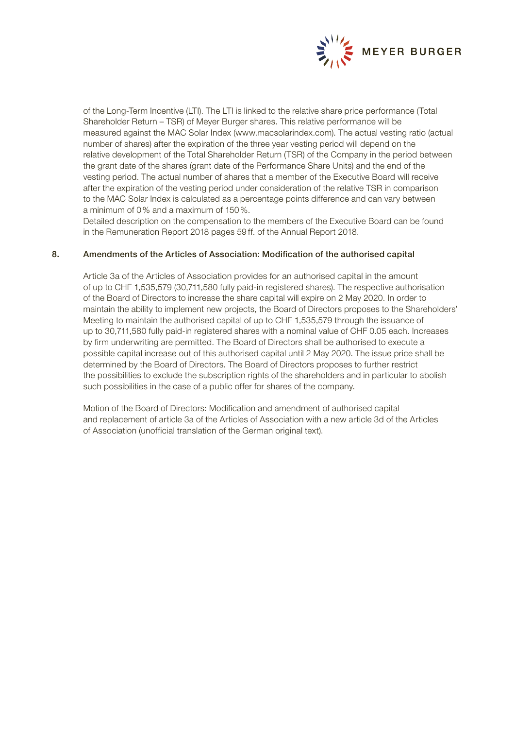of the Long-Term Incentive (LTI). The LTI is linked to the relative share price performance (Total Shareholder Return – TSR) of Meyer Burger shares. This relative performance will be measured against the MAC Solar Index (www.macsolarindex.com). The actual vesting ratio (actual number of shares) after the expiration of the three year vesting period will depend on the relative development of the Total Shareholder Return (TSR) of the Company in the period between the grant date of the shares (grant date of the Performance Share Units) and the end of the vesting period. The actual number of shares that a member of the Executive Board will receive after the expiration of the vesting period under consideration of the relative TSR in comparison to the MAC Solar Index is calculated as a percentage points difference and can vary between a minimum of 0% and a maximum of 150%.

Detailed description on the compensation to the members of the Executive Board can be found in the Remuneration Report 2018 pages 59 ff. of the Annual Report 2018.

## 8. Amendments of the Articles of Association: Modification of the authorised capital

Article 3a of the Articles of Association provides for an authorised capital in the amount of up to CHF 1,535,579 (30,711,580 fully paid-in registered shares). The respective authorisation of the Board of Directors to increase the share capital will expire on 2 May 2020. In order to maintain the ability to implement new projects, the Board of Directors proposes to the Shareholders' Meeting to maintain the authorised capital of up to CHF 1,535,579 through the issuance of up to 30,711,580 fully paid-in registered shares with a nominal value of CHF 0.05 each. Increases by firm underwriting are permitted. The Board of Directors shall be authorised to execute a possible capital increase out of this authorised capital until 2 May 2020. The issue price shall be determined by the Board of Directors. The Board of Directors proposes to further restrict the possibilities to exclude the subscription rights of the shareholders and in particular to abolish such possibilities in the case of a public offer for shares of the company.

Motion of the Board of Directors: Modification and amendment of authorised capital and replacement of article 3a of the Articles of Association with a new article 3d of the Articles of Association (unofficial translation of the German original text).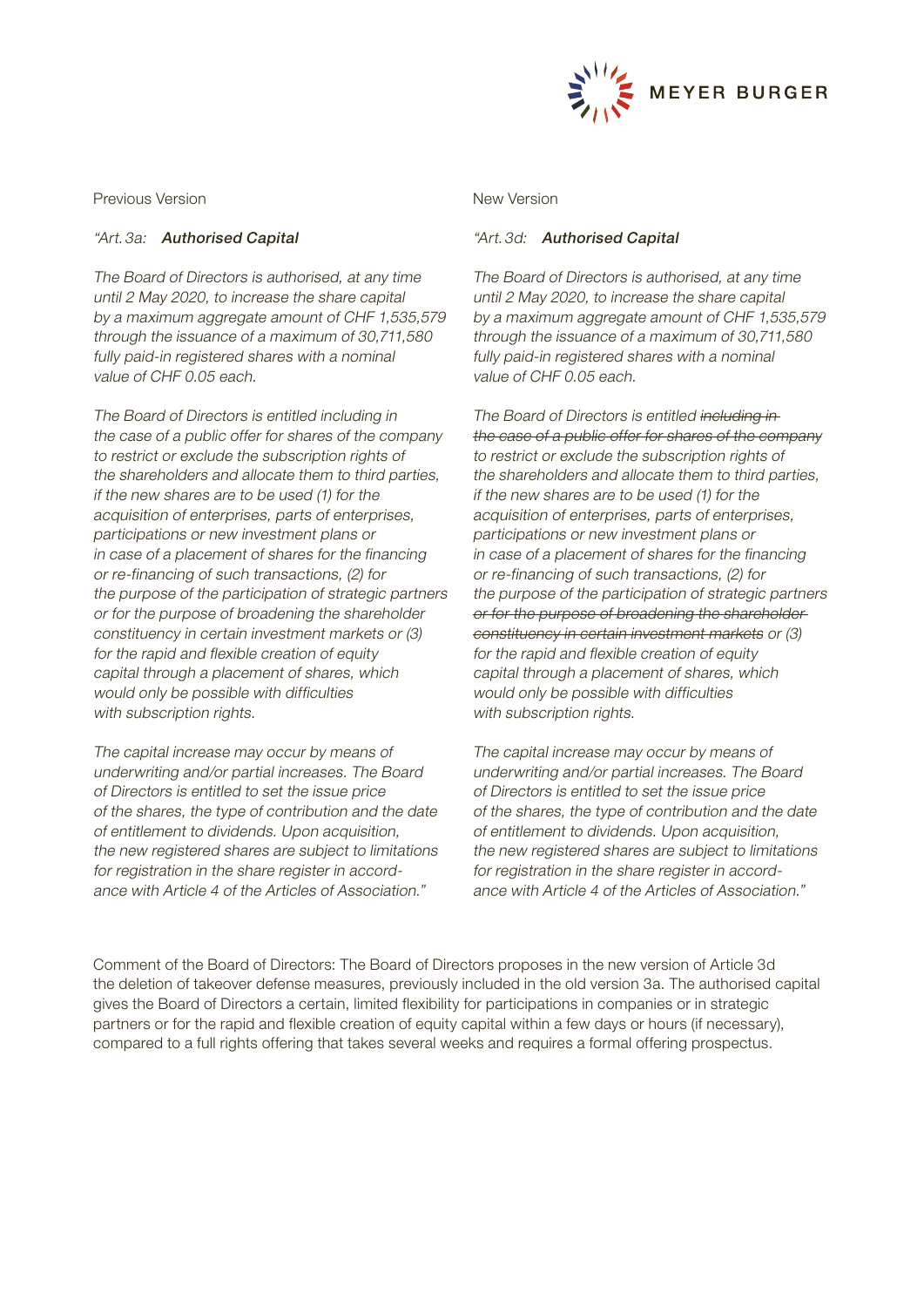Previous Version

*"Art. 3a:* ***Authorised Capital***

*The Board of Directors is authorised, at any time until 2 May 2020, to increase the share capital by a maximum aggregate amount of CHF 1,535,579 through the issuance of a maximum of 30,711,580 fully paid-in registered shares with a nominal value of CHF 0.05 each.*

*The Board of Directors is entitled including in the case of a public offer for shares of the company to restrict or exclude the subscription rights of the shareholders and allocate them to third parties, if the new shares are to be used (1) for the acquisition of enterprises, parts of enterprises, participations or new investment plans or in case of a placement of shares for the financing or re-financing of such transactions, (2) for the purpose of the participation of strategic partners or for the purpose of broadening the shareholder constituency in certain investment markets or (3) for the rapid and flexible creation of equity capital through a placement of shares, which would only be possible with difficulties with subscription rights.*

*The capital increase may occur by means of underwriting and/or partial increases. The Board of Directors is entitled to set the issue price of the shares, the type of contribution and the date of entitlement to dividends. Upon acquisition, the new registered shares are subject to limitations for registration in the share register in accordance with Article 4 of the Articles of Association."*

New Version

*"Art. 3d:* ***Authorised Capital***

*The Board of Directors is authorised, at any time until 2 May 2020, to increase the share capital by a maximum aggregate amount of CHF 1,535,579 through the issuance of a maximum of 30,711,580 fully paid-in registered shares with a nominal value of CHF 0.05 each.*

*The Board of Directors is entitled ~~including in the case of a public offer for shares of the company~~ to restrict or exclude the subscription rights of the shareholders and allocate them to third parties, if the new shares are to be used (1) for the acquisition of enterprises, parts of enterprises, participations or new investment plans or in case of a placement of shares for the financing or re-financing of such transactions, (2) for the purpose of the participation of strategic partners ~~or for the purpose of broadening the shareholder constituency in certain investment markets~~ or (3) for the rapid and flexible creation of equity capital through a placement of shares, which would only be possible with difficulties with subscription rights.*

*The capital increase may occur by means of underwriting and/or partial increases. The Board of Directors is entitled to set the issue price of the shares, the type of contribution and the date of entitlement to dividends. Upon acquisition, the new registered shares are subject to limitations for registration in the share register in accordance with Article 4 of the Articles of Association."*

Comment of the Board of Directors: The Board of Directors proposes in the new version of Article 3d the deletion of takeover defense measures, previously included in the old version 3a. The authorised capital gives the Board of Directors a certain, limited flexibility for participations in companies or in strategic partners or for the rapid and flexible creation of equity capital within a few days or hours (if necessary), compared to a full rights offering that takes several weeks and requires a formal offering prospectus.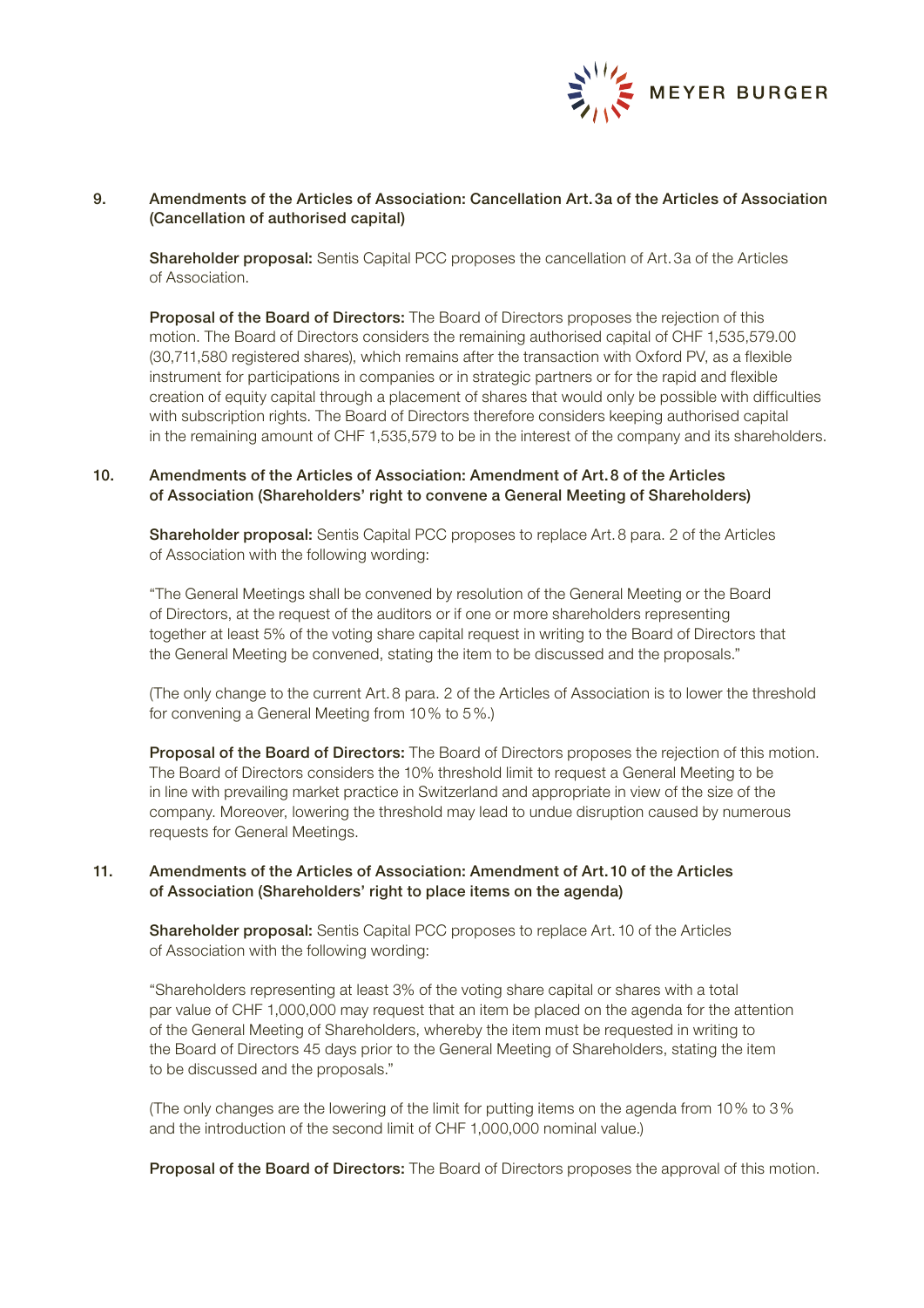## 9. Amendments of the Articles of Association: Cancellation Art. 3a of the Articles of Association (Cancellation of authorised capital)

**Shareholder proposal:** Sentis Capital PCC proposes the cancellation of Art. 3a of the Articles of Association.

**Proposal of the Board of Directors:** The Board of Directors proposes the rejection of this motion. The Board of Directors considers the remaining authorised capital of CHF 1,535,579.00 (30,711,580 registered shares), which remains after the transaction with Oxford PV, as a flexible instrument for participations in companies or in strategic partners or for the rapid and flexible creation of equity capital through a placement of shares that would only be possible with difficulties with subscription rights. The Board of Directors therefore considers keeping authorised capital in the remaining amount of CHF 1,535,579 to be in the interest of the company and its shareholders.

## 10. Amendments of the Articles of Association: Amendment of Art. 8 of the Articles of Association (Shareholders' right to convene a General Meeting of Shareholders)

**Shareholder proposal:** Sentis Capital PCC proposes to replace Art. 8 para. 2 of the Articles of Association with the following wording:

"The General Meetings shall be convened by resolution of the General Meeting or the Board of Directors, at the request of the auditors or if one or more shareholders representing together at least 5% of the voting share capital request in writing to the Board of Directors that the General Meeting be convened, stating the item to be discussed and the proposals."

(The only change to the current Art. 8 para. 2 of the Articles of Association is to lower the threshold for convening a General Meeting from 10% to 5%.)

**Proposal of the Board of Directors:** The Board of Directors proposes the rejection of this motion. The Board of Directors considers the 10% threshold limit to request a General Meeting to be in line with prevailing market practice in Switzerland and appropriate in view of the size of the company. Moreover, lowering the threshold may lead to undue disruption caused by numerous requests for General Meetings.

## 11. Amendments of the Articles of Association: Amendment of Art. 10 of the Articles of Association (Shareholders' right to place items on the agenda)

**Shareholder proposal:** Sentis Capital PCC proposes to replace Art. 10 of the Articles of Association with the following wording:

"Shareholders representing at least 3% of the voting share capital or shares with a total par value of CHF 1,000,000 may request that an item be placed on the agenda for the attention of the General Meeting of Shareholders, whereby the item must be requested in writing to the Board of Directors 45 days prior to the General Meeting of Shareholders, stating the item to be discussed and the proposals."

(The only changes are the lowering of the limit for putting items on the agenda from 10% to 3% and the introduction of the second limit of CHF 1,000,000 nominal value.)

**Proposal of the Board of Directors:** The Board of Directors proposes the approval of this motion.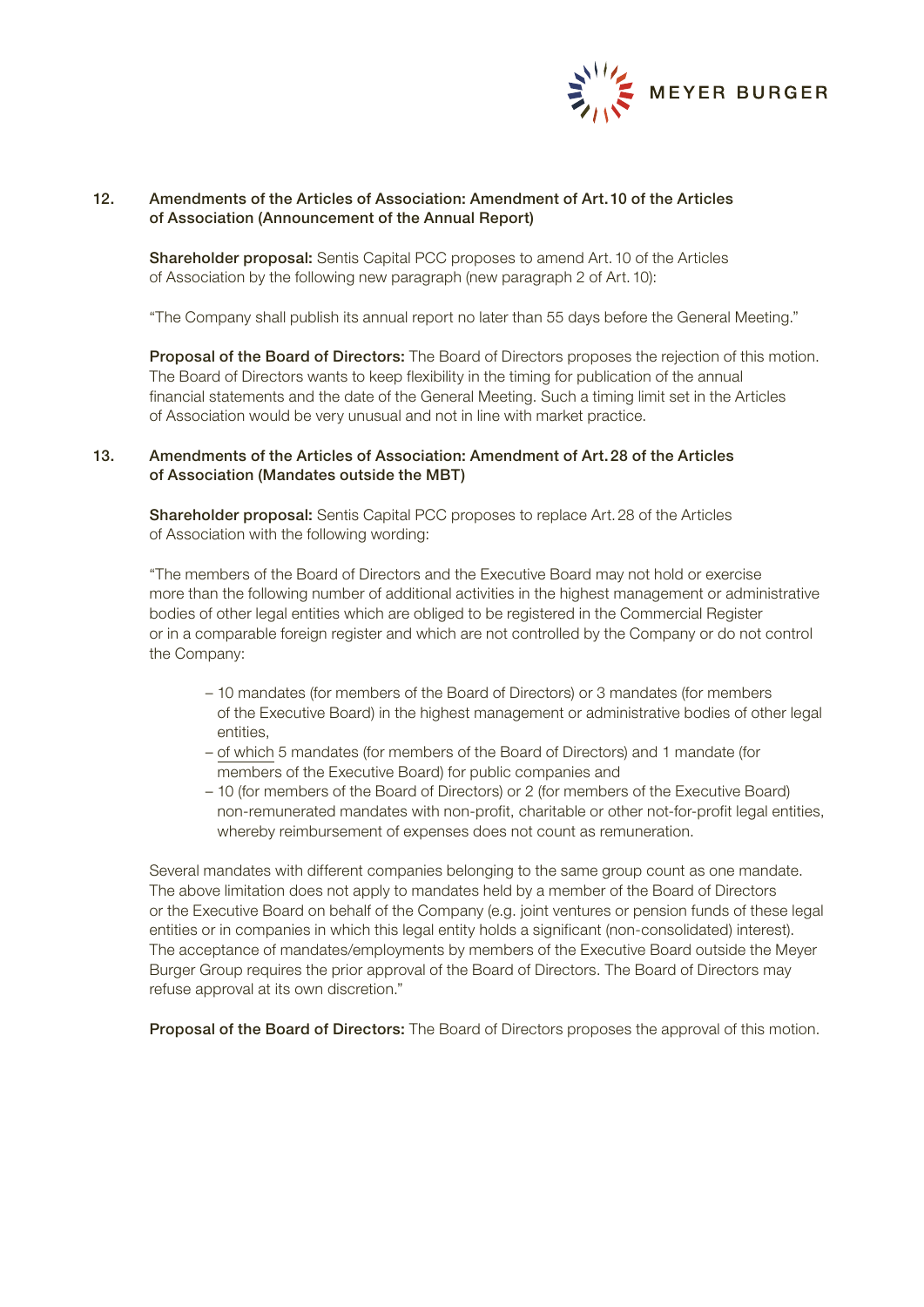## 12. Amendments of the Articles of Association: Amendment of Art. 10 of the Articles of Association (Announcement of the Annual Report)

**Shareholder proposal:** Sentis Capital PCC proposes to amend Art. 10 of the Articles of Association by the following new paragraph (new paragraph 2 of Art. 10):

"The Company shall publish its annual report no later than 55 days before the General Meeting."

**Proposal of the Board of Directors:** The Board of Directors proposes the rejection of this motion. The Board of Directors wants to keep flexibility in the timing for publication of the annual financial statements and the date of the General Meeting. Such a timing limit set in the Articles of Association would be very unusual and not in line with market practice.

## 13. Amendments of the Articles of Association: Amendment of Art. 28 of the Articles of Association (Mandates outside the MBT)

**Shareholder proposal:** Sentis Capital PCC proposes to replace Art. 28 of the Articles of Association with the following wording:

"The members of the Board of Directors and the Executive Board may not hold or exercise more than the following number of additional activities in the highest management or administrative bodies of other legal entities which are obliged to be registered in the Commercial Register or in a comparable foreign register and which are not controlled by the Company or do not control the Company:

- 10 mandates (for members of the Board of Directors) or 3 mandates (for members of the Executive Board) in the highest management or administrative bodies of other legal entities,
- <u>of which</u> 5 mandates (for members of the Board of Directors) and 1 mandate (for members of the Executive Board) for public companies and
- 10 (for members of the Board of Directors) or 2 (for members of the Executive Board) non-remunerated mandates with non-profit, charitable or other not-for-profit legal entities, whereby reimbursement of expenses does not count as remuneration.

Several mandates with different companies belonging to the same group count as one mandate. The above limitation does not apply to mandates held by a member of the Board of Directors or the Executive Board on behalf of the Company (e.g. joint ventures or pension funds of these legal entities or in companies in which this legal entity holds a significant (non-consolidated) interest). The acceptance of mandates/employments by members of the Executive Board outside the Meyer Burger Group requires the prior approval of the Board of Directors. The Board of Directors may refuse approval at its own discretion."

**Proposal of the Board of Directors:** The Board of Directors proposes the approval of this motion.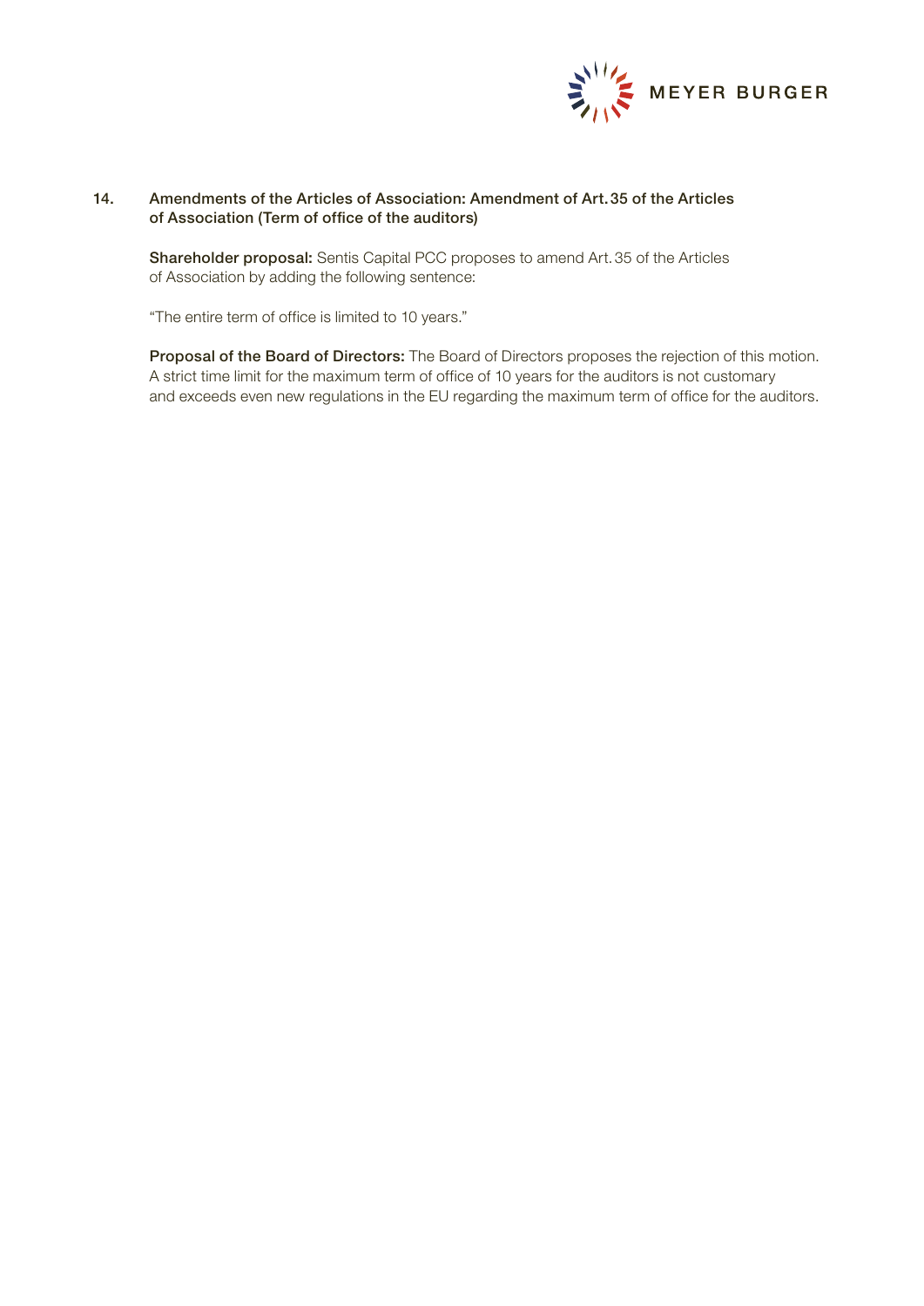## 14. Amendments of the Articles of Association: Amendment of Art. 35 of the Articles of Association (Term of office of the auditors)

**Shareholder proposal:** Sentis Capital PCC proposes to amend Art. 35 of the Articles of Association by adding the following sentence:

"The entire term of office is limited to 10 years."

**Proposal of the Board of Directors:** The Board of Directors proposes the rejection of this motion. A strict time limit for the maximum term of office of 10 years for the auditors is not customary and exceeds even new regulations in the EU regarding the maximum term of office for the auditors.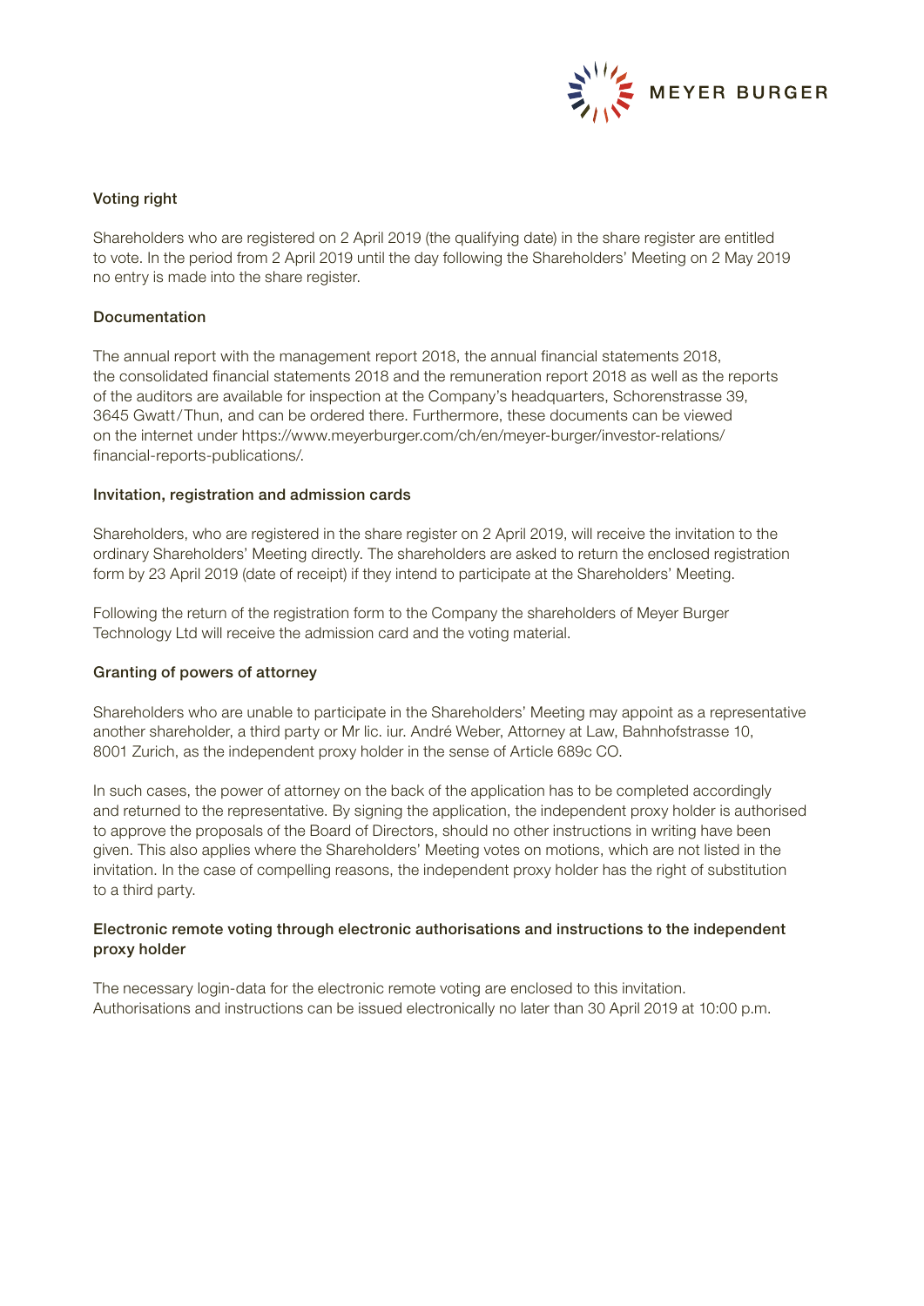### Voting right

Shareholders who are registered on 2 April 2019 (the qualifying date) in the share register are entitled to vote. In the period from 2 April 2019 until the day following the Shareholders' Meeting on 2 May 2019 no entry is made into the share register.

### Documentation

The annual report with the management report 2018, the annual financial statements 2018, the consolidated financial statements 2018 and the remuneration report 2018 as well as the reports of the auditors are available for inspection at the Company's headquarters, Schorenstrasse 39, 3645 Gwatt/Thun, and can be ordered there. Furthermore, these documents can be viewed on the internet under https://www.meyerburger.com/ch/en/meyer-burger/investor-relations/financial-reports-publications/.

### Invitation, registration and admission cards

Shareholders, who are registered in the share register on 2 April 2019, will receive the invitation to the ordinary Shareholders' Meeting directly. The shareholders are asked to return the enclosed registration form by 23 April 2019 (date of receipt) if they intend to participate at the Shareholders' Meeting.

Following the return of the registration form to the Company the shareholders of Meyer Burger Technology Ltd will receive the admission card and the voting material.

### Granting of powers of attorney

Shareholders who are unable to participate in the Shareholders' Meeting may appoint as a representative another shareholder, a third party or Mr lic. iur. André Weber, Attorney at Law, Bahnhofstrasse 10, 8001 Zurich, as the independent proxy holder in the sense of Article 689c CO.

In such cases, the power of attorney on the back of the application has to be completed accordingly and returned to the representative. By signing the application, the independent proxy holder is authorised to approve the proposals of the Board of Directors, should no other instructions in writing have been given. This also applies where the Shareholders' Meeting votes on motions, which are not listed in the invitation. In the case of compelling reasons, the independent proxy holder has the right of substitution to a third party.

### Electronic remote voting through electronic authorisations and instructions to the independent proxy holder

The necessary login-data for the electronic remote voting are enclosed to this invitation. Authorisations and instructions can be issued electronically no later than 30 April 2019 at 10:00 p.m.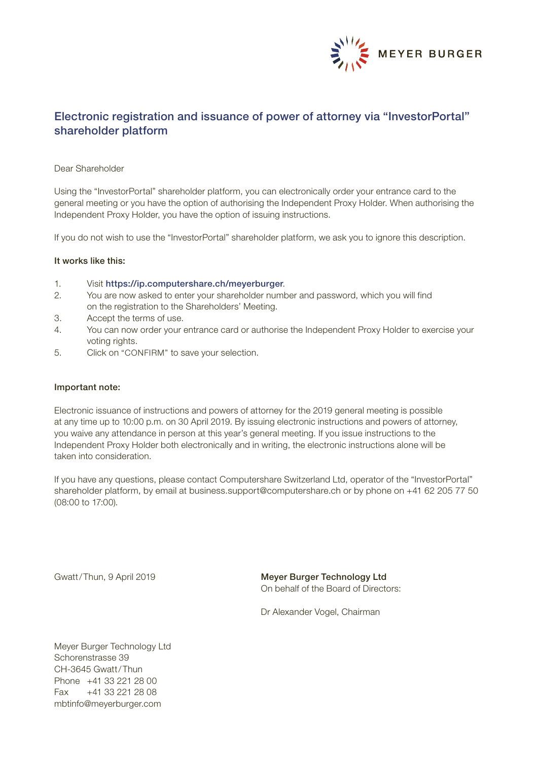MEYER BURGER

## Electronic registration and issuance of power of attorney via "InvestorPortal" shareholder platform

Dear Shareholder

Using the "InvestorPortal" shareholder platform, you can electronically order your entrance card to the general meeting or you have the option of authorising the Independent Proxy Holder. When authorising the Independent Proxy Holder, you have the option of issuing instructions.

If you do not wish to use the "InvestorPortal" shareholder platform, we ask you to ignore this description.

**It works like this:**

1. Visit **https://ip.computershare.ch/meyerburger**.
2. You are now asked to enter your shareholder number and password, which you will find on the registration to the Shareholders' Meeting.
3. Accept the terms of use.
4. You can now order your entrance card or authorise the Independent Proxy Holder to exercise your voting rights.
5. Click on "CONFIRM" to save your selection.

**Important note:**

Electronic issuance of instructions and powers of attorney for the 2019 general meeting is possible at any time up to 10:00 p.m. on 30 April 2019. By issuing electronic instructions and powers of attorney, you waive any attendance in person at this year's general meeting. If you issue instructions to the Independent Proxy Holder both electronically and in writing, the electronic instructions alone will be taken into consideration.

If you have any questions, please contact Computershare Switzerland Ltd, operator of the "InvestorPortal" shareholder platform, by email at business.support@computershare.ch or by phone on +41 62 205 77 50 (08:00 to 17:00).

Gwatt/Thun, 9 April 2019

**Meyer Burger Technology Ltd**
On behalf of the Board of Directors:

Dr Alexander Vogel, Chairman

Meyer Burger Technology Ltd
Schorenstrasse 39
CH-3645 Gwatt/Thun
Phone +41 33 221 28 00
Fax +41 33 221 28 08
mbtinfo@meyerburger.com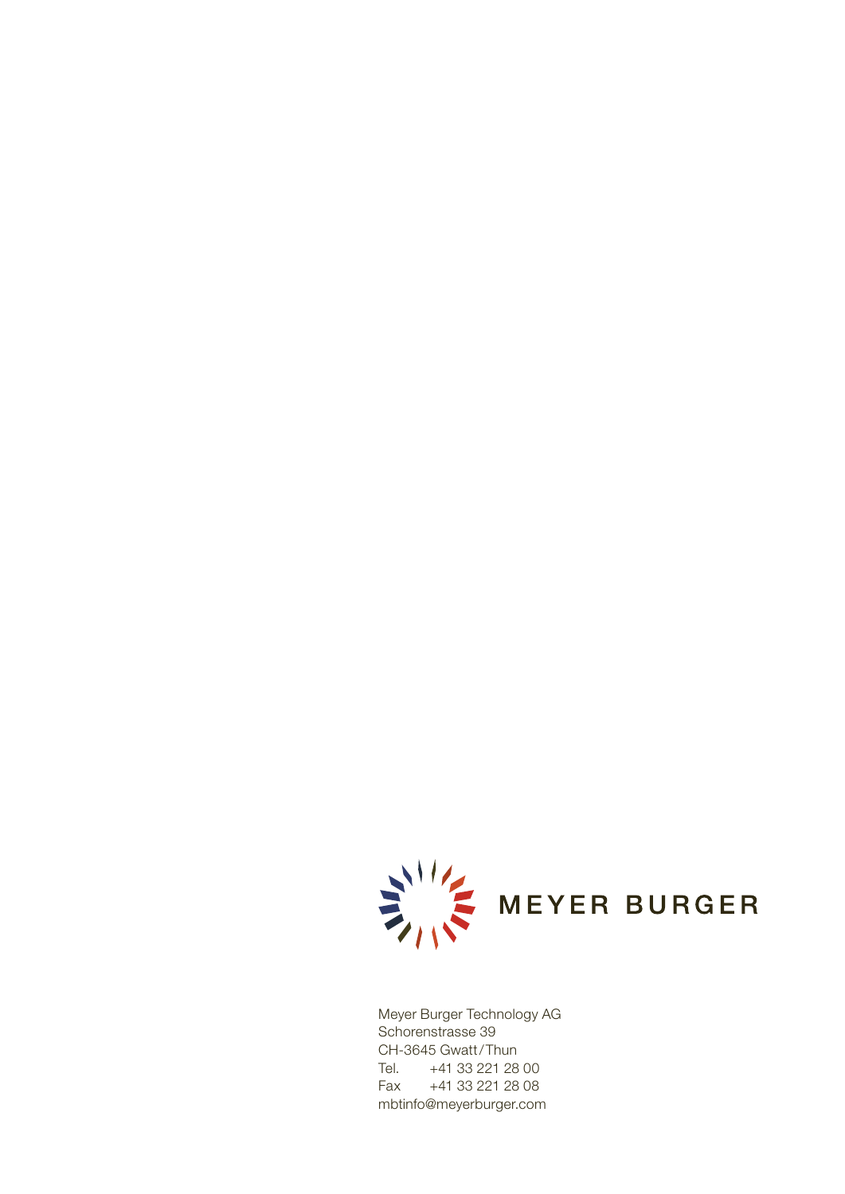MEYER BURGER

Meyer Burger Technology AG
Schorenstrasse 39
CH-3645 Gwatt/Thun
Tel. +41 33 221 28 00
Fax +41 33 221 28 08
mbtinfo@meyerburger.com